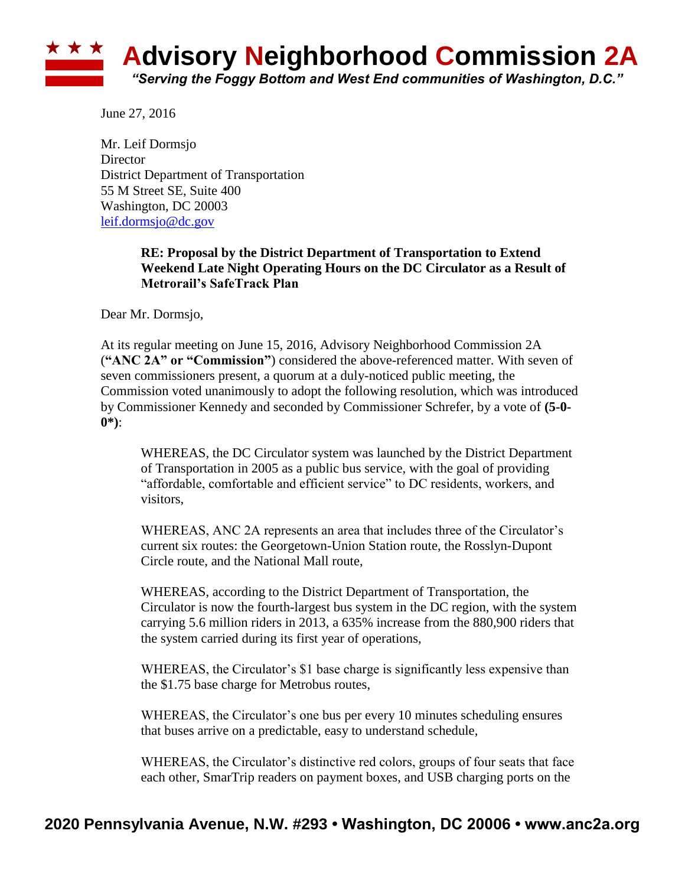# Advisory Neighborhood Commission 2A

*"Serving the Foggy Bottom and West End communities of Washington, D.C."*

June 27, 2016

Mr. Leif Dormsjo
Director
District Department of Transportation
55 M Street SE, Suite 400
Washington, DC 20003
leif.dormsjo@dc.gov

**RE: Proposal by the District Department of Transportation to Extend Weekend Late Night Operating Hours on the DC Circulator as a Result of Metrorail's SafeTrack Plan**

Dear Mr. Dormsjo,

At its regular meeting on June 15, 2016, Advisory Neighborhood Commission 2A (**"ANC 2A" or "Commission"**) considered the above-referenced matter. With seven of seven commissioners present, a quorum at a duly-noticed public meeting, the Commission voted unanimously to adopt the following resolution, which was introduced by Commissioner Kennedy and seconded by Commissioner Schrefer, by a vote of **(5-0-0*)**:

> WHEREAS, the DC Circulator system was launched by the District Department of Transportation in 2005 as a public bus service, with the goal of providing "affordable, comfortable and efficient service" to DC residents, workers, and visitors,
>
> WHEREAS, ANC 2A represents an area that includes three of the Circulator's current six routes: the Georgetown-Union Station route, the Rosslyn-Dupont Circle route, and the National Mall route,
>
> WHEREAS, according to the District Department of Transportation, the Circulator is now the fourth-largest bus system in the DC region, with the system carrying 5.6 million riders in 2013, a 635% increase from the 880,900 riders that the system carried during its first year of operations,
>
> WHEREAS, the Circulator's $1 base charge is significantly less expensive than the $1.75 base charge for Metrobus routes,
>
> WHEREAS, the Circulator's one bus per every 10 minutes scheduling ensures that buses arrive on a predictable, easy to understand schedule,
>
> WHEREAS, the Circulator's distinctive red colors, groups of four seats that face each other, SmarTrip readers on payment boxes, and USB charging ports on the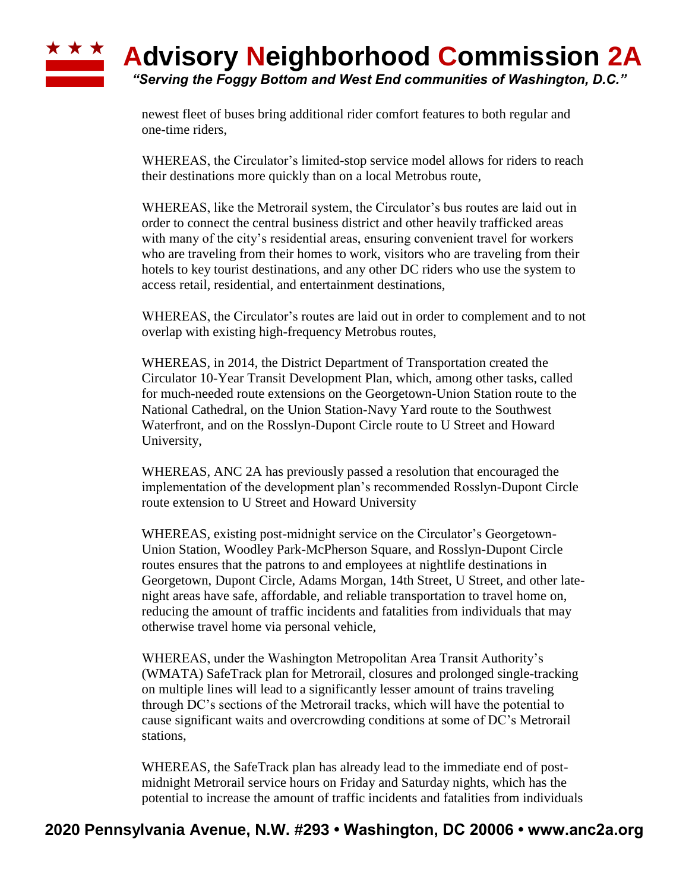newest fleet of buses bring additional rider comfort features to both regular and one-time riders,

WHEREAS, the Circulator's limited-stop service model allows for riders to reach their destinations more quickly than on a local Metrobus route,

WHEREAS, like the Metrorail system, the Circulator's bus routes are laid out in order to connect the central business district and other heavily trafficked areas with many of the city's residential areas, ensuring convenient travel for workers who are traveling from their homes to work, visitors who are traveling from their hotels to key tourist destinations, and any other DC riders who use the system to access retail, residential, and entertainment destinations,

WHEREAS, the Circulator's routes are laid out in order to complement and to not overlap with existing high-frequency Metrobus routes,

WHEREAS, in 2014, the District Department of Transportation created the Circulator 10-Year Transit Development Plan, which, among other tasks, called for much-needed route extensions on the Georgetown-Union Station route to the National Cathedral, on the Union Station-Navy Yard route to the Southwest Waterfront, and on the Rosslyn-Dupont Circle route to U Street and Howard University,

WHEREAS, ANC 2A has previously passed a resolution that encouraged the implementation of the development plan's recommended Rosslyn-Dupont Circle route extension to U Street and Howard University

WHEREAS, existing post-midnight service on the Circulator's Georgetown-Union Station, Woodley Park-McPherson Square, and Rosslyn-Dupont Circle routes ensures that the patrons to and employees at nightlife destinations in Georgetown, Dupont Circle, Adams Morgan, 14th Street, U Street, and other late-night areas have safe, affordable, and reliable transportation to travel home on, reducing the amount of traffic incidents and fatalities from individuals that may otherwise travel home via personal vehicle,

WHEREAS, under the Washington Metropolitan Area Transit Authority's (WMATA) SafeTrack plan for Metrorail, closures and prolonged single-tracking on multiple lines will lead to a significantly lesser amount of trains traveling through DC's sections of the Metrorail tracks, which will have the potential to cause significant waits and overcrowding conditions at some of DC's Metrorail stations,

WHEREAS, the SafeTrack plan has already lead to the immediate end of post-midnight Metrorail service hours on Friday and Saturday nights, which has the potential to increase the amount of traffic incidents and fatalities from individuals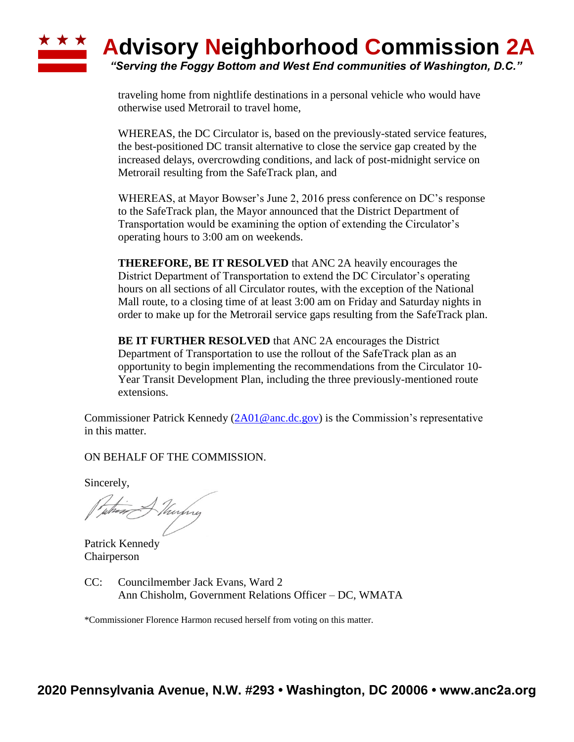traveling home from nightlife destinations in a personal vehicle who would have otherwise used Metrorail to travel home,

WHEREAS, the DC Circulator is, based on the previously-stated service features, the best-positioned DC transit alternative to close the service gap created by the increased delays, overcrowding conditions, and lack of post-midnight service on Metrorail resulting from the SafeTrack plan, and

WHEREAS, at Mayor Bowser's June 2, 2016 press conference on DC's response to the SafeTrack plan, the Mayor announced that the District Department of Transportation would be examining the option of extending the Circulator's operating hours to 3:00 am on weekends.

**THEREFORE, BE IT RESOLVED** that ANC 2A heavily encourages the District Department of Transportation to extend the DC Circulator's operating hours on all sections of all Circulator routes, with the exception of the National Mall route, to a closing time of at least 3:00 am on Friday and Saturday nights in order to make up for the Metrorail service gaps resulting from the SafeTrack plan.

**BE IT FURTHER RESOLVED** that ANC 2A encourages the District Department of Transportation to use the rollout of the SafeTrack plan as an opportunity to begin implementing the recommendations from the Circulator 10-Year Transit Development Plan, including the three previously-mentioned route extensions.

Commissioner Patrick Kennedy (2A01@anc.dc.gov) is the Commission's representative in this matter.

ON BEHALF OF THE COMMISSION.

Sincerely,

Patrick Kennedy
Chairperson

CC: Councilmember Jack Evans, Ward 2
Ann Chisholm, Government Relations Officer – DC, WMATA

*Commissioner Florence Harmon recused herself from voting on this matter.